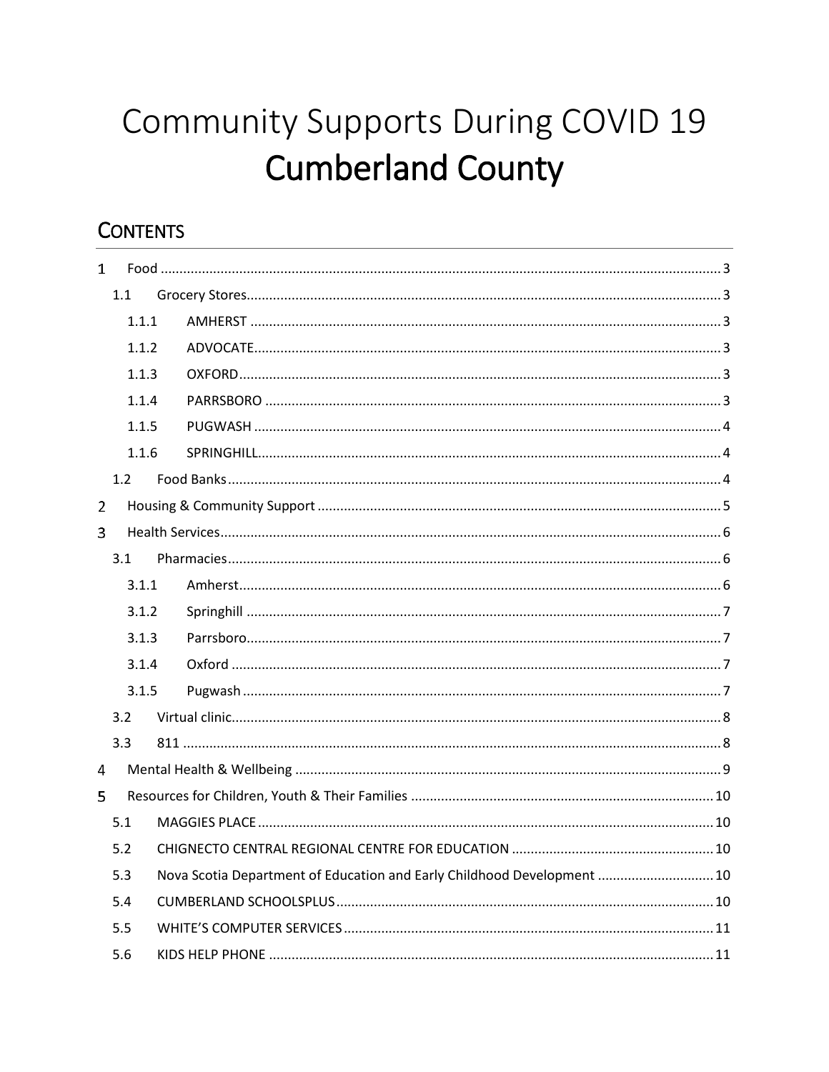# Community Supports During COVID 19
# Cumberland County

## Contents

1 Food ........ 3
- 1.1 Grocery Stores ........ 3
  - 1.1.1 AMHERST ........ 3
  - 1.1.2 ADVOCATE ........ 3
  - 1.1.3 OXFORD ........ 3
  - 1.1.4 PARRSBORO ........ 3
  - 1.1.5 PUGWASH ........ 4
  - 1.1.6 SPRINGHILL ........ 4
- 1.2 Food Banks ........ 4

2 Housing & Community Support ........ 5

3 Health Services ........ 6
- 3.1 Pharmacies ........ 6
  - 3.1.1 Amherst ........ 6
  - 3.1.2 Springhill ........ 7
  - 3.1.3 Parrsboro ........ 7
  - 3.1.4 Oxford ........ 7
  - 3.1.5 Pugwash ........ 7
- 3.2 Virtual clinic ........ 8
- 3.3 811 ........ 8

4 Mental Health & Wellbeing ........ 9

5 Resources for Children, Youth & Their Families ........ 10
- 5.1 MAGGIES PLACE ........ 10
- 5.2 CHIGNECTO CENTRAL REGIONAL CENTRE FOR EDUCATION ........ 10
- 5.3 Nova Scotia Department of Education and Early Childhood Development ........ 10
- 5.4 CUMBERLAND SCHOOLSPLUS ........ 10
- 5.5 WHITE'S COMPUTER SERVICES ........ 11
- 5.6 KIDS HELP PHONE ........ 11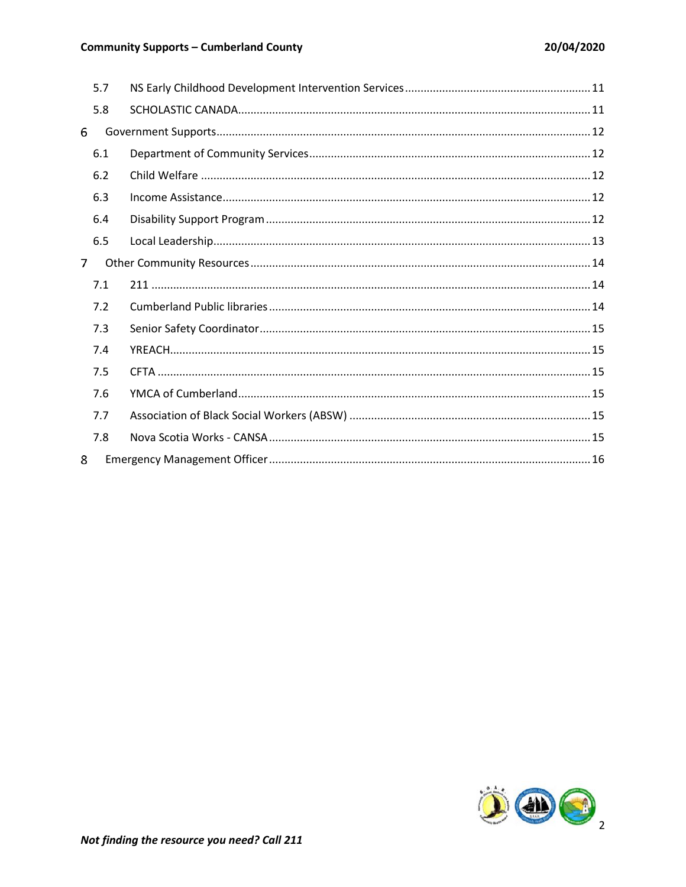- 5.7 NS Early Childhood Development Intervention Services ... 11
- 5.8 SCHOLASTIC CANADA ... 11

6 Government Supports ... 12

- 6.1 Department of Community Services ... 12
- 6.2 Child Welfare ... 12
- 6.3 Income Assistance ... 12
- 6.4 Disability Support Program ... 12
- 6.5 Local Leadership ... 13

7 Other Community Resources ... 14

- 7.1 211 ... 14
- 7.2 Cumberland Public libraries ... 14
- 7.3 Senior Safety Coordinator ... 15
- 7.4 YREACH ... 15
- 7.5 CFTA ... 15
- 7.6 YMCA of Cumberland ... 15
- 7.7 Association of Black Social Workers (ABSW) ... 15
- 7.8 Nova Scotia Works - CANSA ... 15

8 Emergency Management Officer ... 16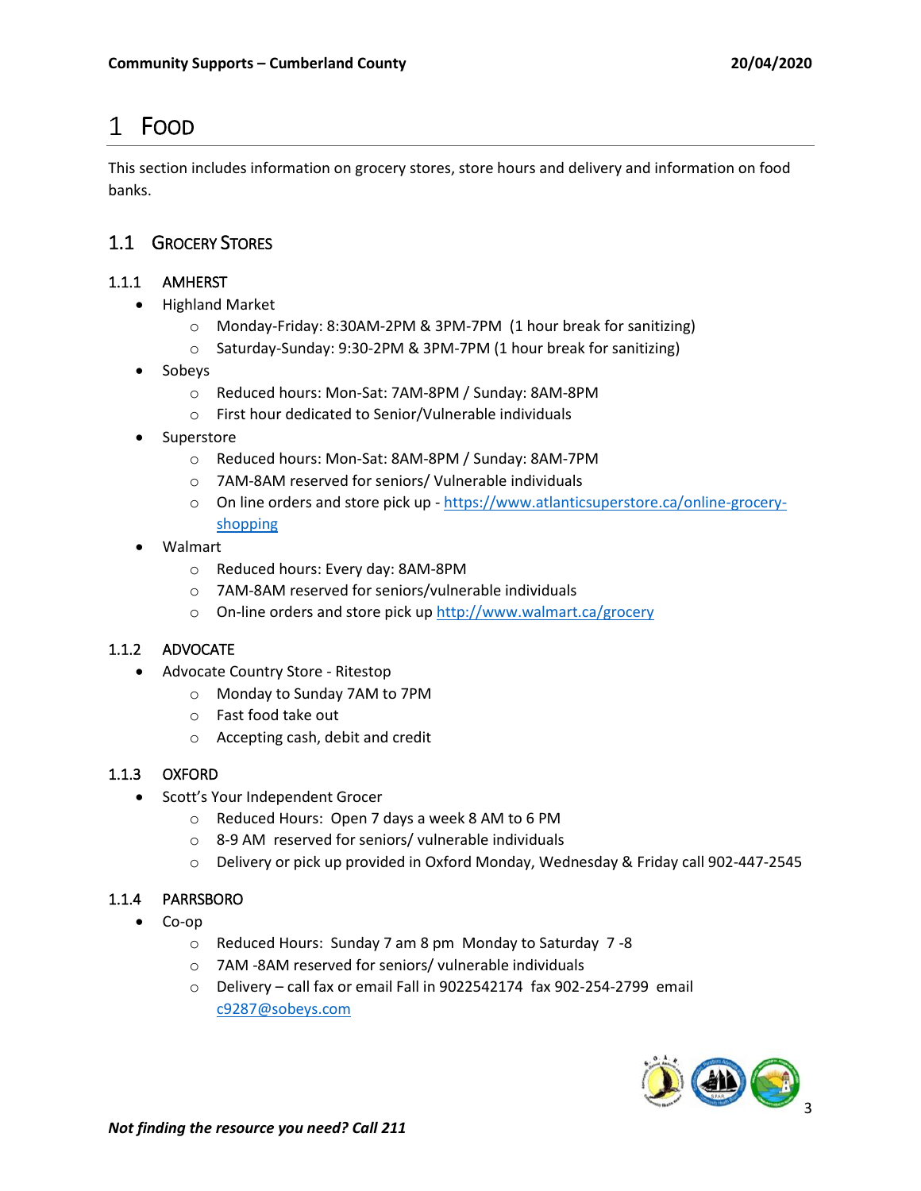# 1 Food

This section includes information on grocery stores, store hours and delivery and information on food banks.

## 1.1 Grocery Stores

### 1.1.1 AMHERST

- Highland Market
  - Monday-Friday: 8:30AM-2PM & 3PM-7PM (1 hour break for sanitizing)
  - Saturday-Sunday: 9:30-2PM & 3PM-7PM (1 hour break for sanitizing)
- Sobeys
  - Reduced hours: Mon-Sat: 7AM-8PM / Sunday: 8AM-8PM
  - First hour dedicated to Senior/Vulnerable individuals
- Superstore
  - Reduced hours: Mon-Sat: 8AM-8PM / Sunday: 8AM-7PM
  - 7AM-8AM reserved for seniors/ Vulnerable individuals
  - On line orders and store pick up - [https://www.atlanticsuperstore.ca/online-grocery-shopping](https://www.atlanticsuperstore.ca/online-grocery-shopping)
- Walmart
  - Reduced hours: Every day: 8AM-8PM
  - 7AM-8AM reserved for seniors/vulnerable individuals
  - On-line orders and store pick up [http://www.walmart.ca/grocery](http://www.walmart.ca/grocery)

### 1.1.2 ADVOCATE

- Advocate Country Store - Ritestop
  - Monday to Sunday 7AM to 7PM
  - Fast food take out
  - Accepting cash, debit and credit

### 1.1.3 OXFORD

- Scott's Your Independent Grocer
  - Reduced Hours: Open 7 days a week 8 AM to 6 PM
  - 8-9 AM reserved for seniors/ vulnerable individuals
  - Delivery or pick up provided in Oxford Monday, Wednesday & Friday call 902-447-2545

### 1.1.4 PARRSBORO

- Co-op
  - Reduced Hours: Sunday 7 am 8 pm Monday to Saturday 7 -8
  - 7AM -8AM reserved for seniors/ vulnerable individuals
  - Delivery – call fax or email Fall in 9022542174 fax 902-254-2799 email [c9287@sobeys.com](mailto:c9287@sobeys.com)

***Not finding the resource you need? Call 211***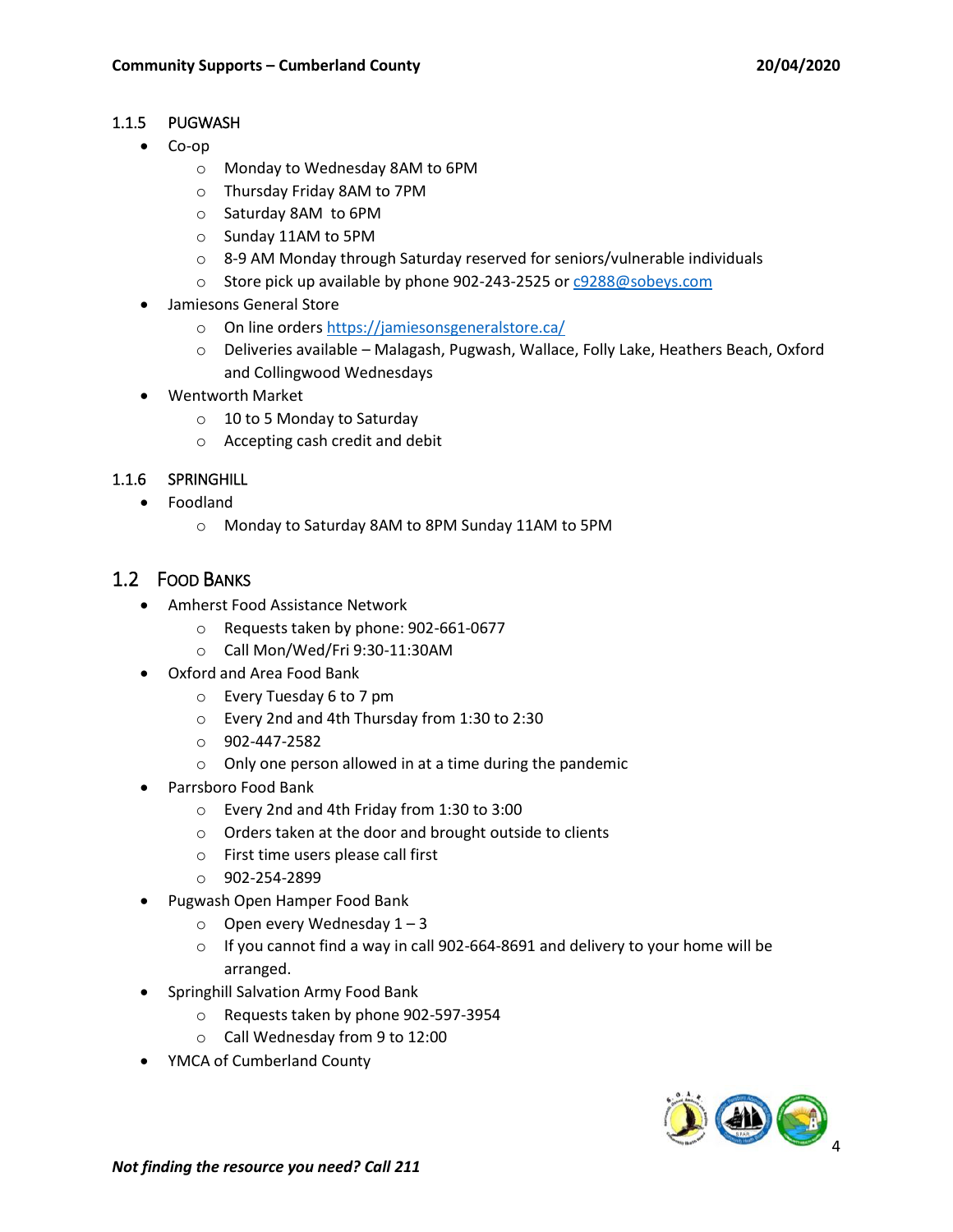### 1.1.5 PUGWASH

- Co-op
  - Monday to Wednesday 8AM to 6PM
  - Thursday Friday 8AM to 7PM
  - Saturday 8AM to 6PM
  - Sunday 11AM to 5PM
  - 8-9 AM Monday through Saturday reserved for seniors/vulnerable individuals
  - Store pick up available by phone 902-243-2525 or c9288@sobeys.com
- Jamiesons General Store
  - On line orders https://jamiesonsgeneralstore.ca/
  - Deliveries available – Malagash, Pugwash, Wallace, Folly Lake, Heathers Beach, Oxford and Collingwood Wednesdays
- Wentworth Market
  - 10 to 5 Monday to Saturday
  - Accepting cash credit and debit

### 1.1.6 SPRINGHILL

- Foodland
  - Monday to Saturday 8AM to 8PM Sunday 11AM to 5PM

## 1.2 Food Banks

- Amherst Food Assistance Network
  - Requests taken by phone: 902-661-0677
  - Call Mon/Wed/Fri 9:30-11:30AM
- Oxford and Area Food Bank
  - Every Tuesday 6 to 7 pm
  - Every 2nd and 4th Thursday from 1:30 to 2:30
  - 902-447-2582
  - Only one person allowed in at a time during the pandemic
- Parrsboro Food Bank
  - Every 2nd and 4th Friday from 1:30 to 3:00
  - Orders taken at the door and brought outside to clients
  - First time users please call first
  - 902-254-2899
- Pugwash Open Hamper Food Bank
  - Open every Wednesday 1 – 3
  - If you cannot find a way in call 902-664-8691 and delivery to your home will be arranged.
- Springhill Salvation Army Food Bank
  - Requests taken by phone 902-597-3954
  - Call Wednesday from 9 to 12:00
- YMCA of Cumberland County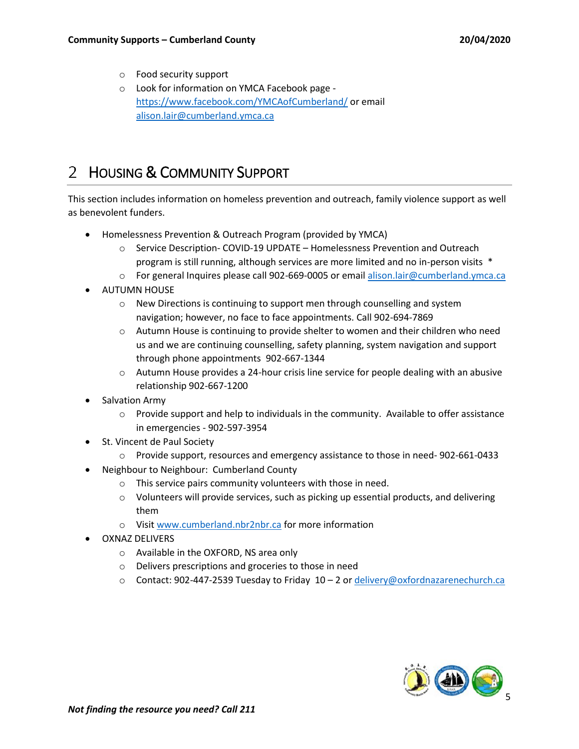- Food security support
- Look for information on YMCA Facebook page - https://www.facebook.com/YMCAofCumberland/ or email alison.lair@cumberland.ymca.ca

# 2 Housing & Community Support

This section includes information on homeless prevention and outreach, family violence support as well as benevolent funders.

- Homelessness Prevention & Outreach Program (provided by YMCA)
  - Service Description- COVID-19 UPDATE – Homelessness Prevention and Outreach program is still running, although services are more limited and no in-person visits *
  - For general Inquires please call 902-669-0005 or email alison.lair@cumberland.ymca.ca
- AUTUMN HOUSE
  - New Directions is continuing to support men through counselling and system navigation; however, no face to face appointments. Call 902-694-7869
  - Autumn House is continuing to provide shelter to women and their children who need us and we are continuing counselling, safety planning, system navigation and support through phone appointments 902-667-1344
  - Autumn House provides a 24-hour crisis line service for people dealing with an abusive relationship 902-667-1200
- Salvation Army
  - Provide support and help to individuals in the community. Available to offer assistance in emergencies - 902-597-3954
- St. Vincent de Paul Society
  - Provide support, resources and emergency assistance to those in need- 902-661-0433
- Neighbour to Neighbour: Cumberland County
  - This service pairs community volunteers with those in need.
  - Volunteers will provide services, such as picking up essential products, and delivering them
  - Visit www.cumberland.nbr2nbr.ca for more information
- OXNAZ DELIVERS
  - Available in the OXFORD, NS area only
  - Delivers prescriptions and groceries to those in need
  - Contact: 902-447-2539 Tuesday to Friday 10 – 2 or delivery@oxfordnazarenechurch.ca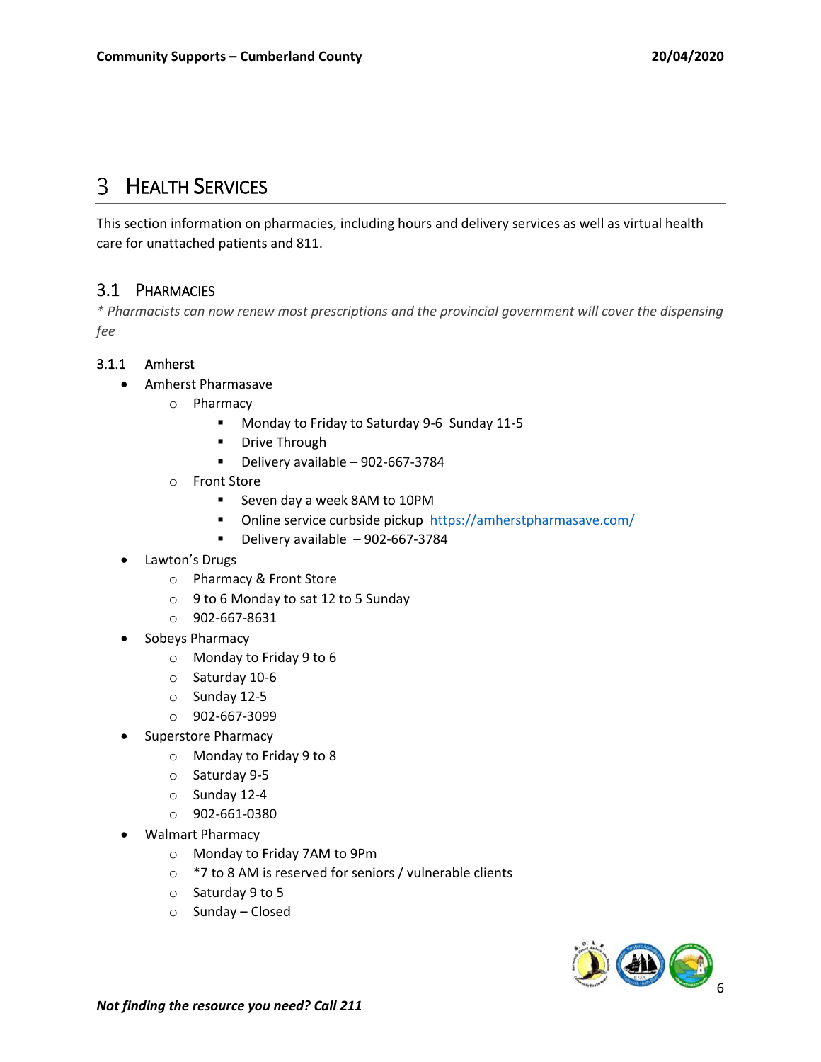# 3 Health Services

This section information on pharmacies, including hours and delivery services as well as virtual health care for unattached patients and 811.

## 3.1 Pharmacies

*\* Pharmacists can now renew most prescriptions and the provincial government will cover the dispensing fee*

### 3.1.1 Amherst

- Amherst Pharmasave
  - Pharmacy
    - Monday to Friday to Saturday 9-6 Sunday 11-5
    - Drive Through
    - Delivery available – 902-667-3784
  - Front Store
    - Seven day a week 8AM to 10PM
    - Online service curbside pickup [https://amherstpharmasave.com/](https://amherstpharmasave.com/)
    - Delivery available – 902-667-3784
- Lawton's Drugs
  - Pharmacy & Front Store
  - 9 to 6 Monday to sat 12 to 5 Sunday
  - 902-667-8631
- Sobeys Pharmacy
  - Monday to Friday 9 to 6
  - Saturday 10-6
  - Sunday 12-5
  - 902-667-3099
- Superstore Pharmacy
  - Monday to Friday 9 to 8
  - Saturday 9-5
  - Sunday 12-4
  - 902-661-0380
- Walmart Pharmacy
  - Monday to Friday 7AM to 9Pm
  - *7 to 8 AM is reserved for seniors / vulnerable clients
  - Saturday 9 to 5
  - Sunday – Closed

***Not finding the resource you need? Call 211***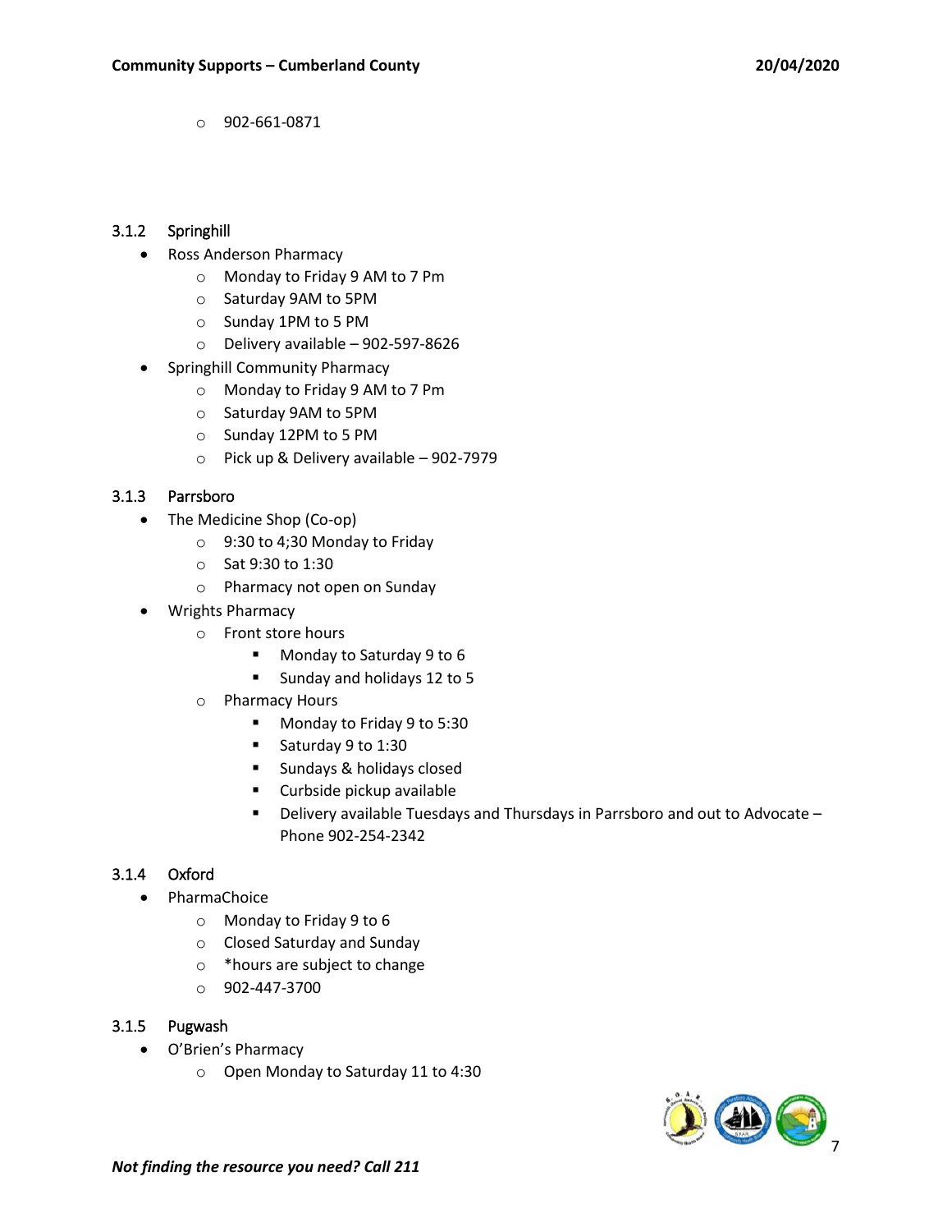- 902-661-0871

### 3.1.2 Springhill

- Ross Anderson Pharmacy
    - Monday to Friday 9 AM to 7 Pm
    - Saturday 9AM to 5PM
    - Sunday 1PM to 5 PM
    - Delivery available – 902-597-8626
- Springhill Community Pharmacy
    - Monday to Friday 9 AM to 7 Pm
    - Saturday 9AM to 5PM
    - Sunday 12PM to 5 PM
    - Pick up & Delivery available – 902-7979

### 3.1.3 Parrsboro

- The Medicine Shop (Co-op)
    - 9:30 to 4;30 Monday to Friday
    - Sat 9:30 to 1:30
    - Pharmacy not open on Sunday
- Wrights Pharmacy
    - Front store hours
        - Monday to Saturday 9 to 6
        - Sunday and holidays 12 to 5
    - Pharmacy Hours
        - Monday to Friday 9 to 5:30
        - Saturday 9 to 1:30
        - Sundays & holidays closed
        - Curbside pickup available
        - Delivery available Tuesdays and Thursdays in Parrsboro and out to Advocate – Phone 902-254-2342

### 3.1.4 Oxford

- PharmaChoice
    - Monday to Friday 9 to 6
    - Closed Saturday and Sunday
    - *hours are subject to change
    - 902-447-3700

### 3.1.5 Pugwash

- O'Brien's Pharmacy
    - Open Monday to Saturday 11 to 4:30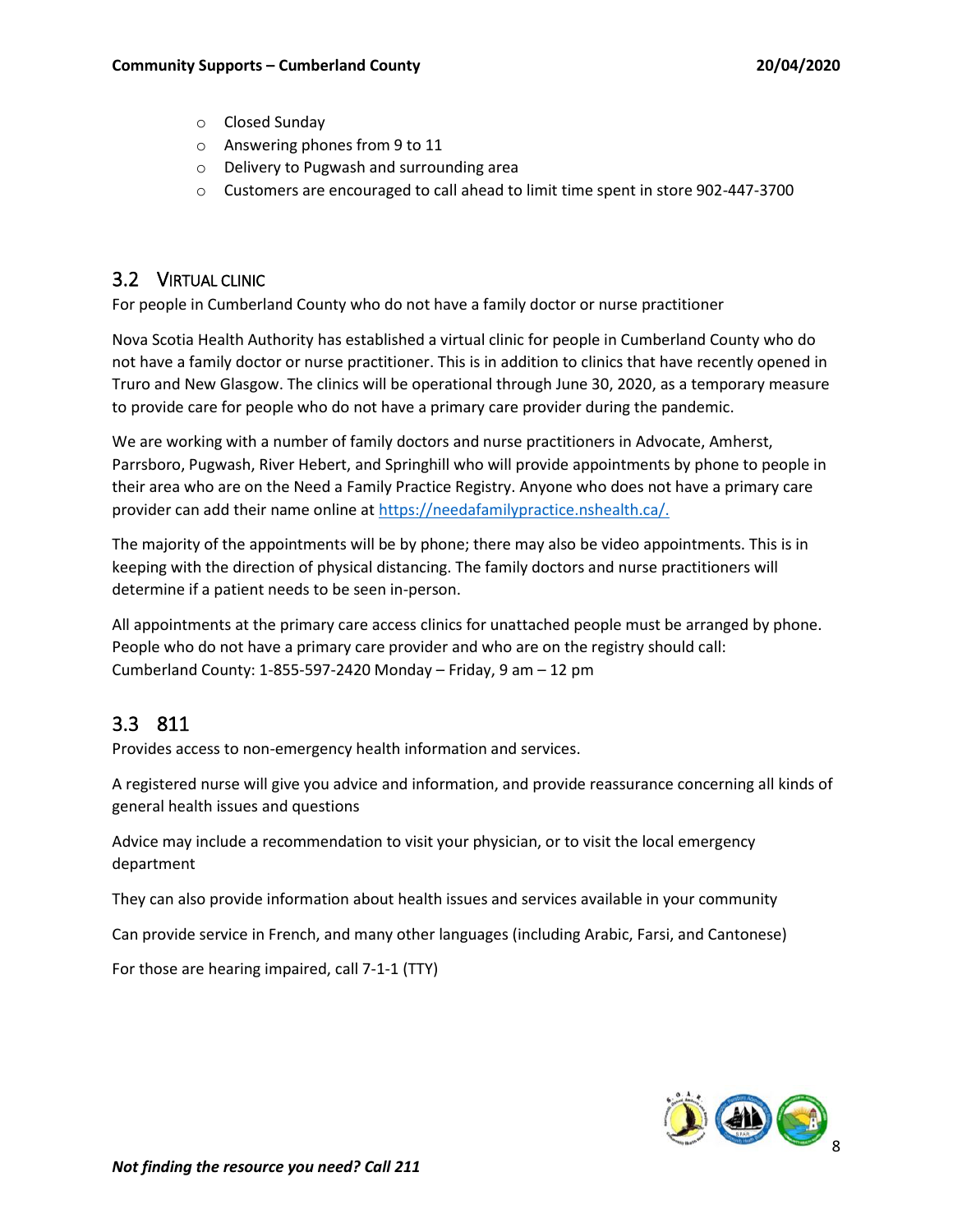- Closed Sunday
- Answering phones from 9 to 11
- Delivery to Pugwash and surrounding area
- Customers are encouraged to call ahead to limit time spent in store 902-447-3700

## 3.2 Virtual Clinic

For people in Cumberland County who do not have a family doctor or nurse practitioner

Nova Scotia Health Authority has established a virtual clinic for people in Cumberland County who do not have a family doctor or nurse practitioner. This is in addition to clinics that have recently opened in Truro and New Glasgow. The clinics will be operational through June 30, 2020, as a temporary measure to provide care for people who do not have a primary care provider during the pandemic.

We are working with a number of family doctors and nurse practitioners in Advocate, Amherst, Parrsboro, Pugwash, River Hebert, and Springhill who will provide appointments by phone to people in their area who are on the Need a Family Practice Registry. Anyone who does not have a primary care provider can add their name online at https://needafamilypractice.nshealth.ca/.

The majority of the appointments will be by phone; there may also be video appointments. This is in keeping with the direction of physical distancing. The family doctors and nurse practitioners will determine if a patient needs to be seen in-person.

All appointments at the primary care access clinics for unattached people must be arranged by phone. People who do not have a primary care provider and who are on the registry should call:
Cumberland County: 1-855-597-2420 Monday – Friday, 9 am – 12 pm

## 3.3 811

Provides access to non-emergency health information and services.

A registered nurse will give you advice and information, and provide reassurance concerning all kinds of general health issues and questions

Advice may include a recommendation to visit your physician, or to visit the local emergency department

They can also provide information about health issues and services available in your community

Can provide service in French, and many other languages (including Arabic, Farsi, and Cantonese)

For those are hearing impaired, call 7-1-1 (TTY)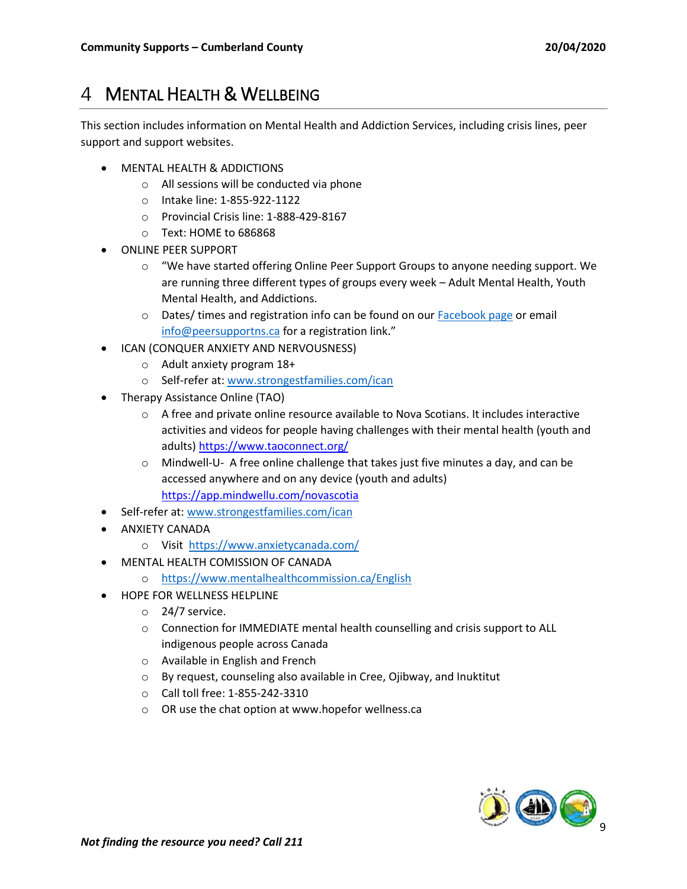# 4 Mental Health & Wellbeing

This section includes information on Mental Health and Addiction Services, including crisis lines, peer support and support websites.

- MENTAL HEALTH & ADDICTIONS
  - All sessions will be conducted via phone
  - Intake line: 1-855-922-1122
  - Provincial Crisis line: 1-888-429-8167
  - Text: HOME to 686868
- ONLINE PEER SUPPORT
  - "We have started offering Online Peer Support Groups to anyone needing support. We are running three different types of groups every week – Adult Mental Health, Youth Mental Health, and Addictions.
  - Dates/ times and registration info can be found on our Facebook page or email info@peersupportns.ca for a registration link."
- ICAN (CONQUER ANXIETY AND NERVOUSNESS)
  - Adult anxiety program 18+
  - Self-refer at: www.strongestfamilies.com/ican
- Therapy Assistance Online (TAO)
  - A free and private online resource available to Nova Scotians. It includes interactive activities and videos for people having challenges with their mental health (youth and adults) https://www.taoconnect.org/
  - Mindwell-U- A free online challenge that takes just five minutes a day, and can be accessed anywhere and on any device (youth and adults) https://app.mindwellu.com/novascotia
- Self-refer at: www.strongestfamilies.com/ican
- ANXIETY CANADA
  - Visit https://www.anxietycanada.com/
- MENTAL HEALTH COMISSION OF CANADA
  - https://www.mentalhealthcommission.ca/English
- HOPE FOR WELLNESS HELPLINE
  - 24/7 service.
  - Connection for IMMEDIATE mental health counselling and crisis support to ALL indigenous people across Canada
  - Available in English and French
  - By request, counseling also available in Cree, Ojibway, and Inuktitut
  - Call toll free: 1-855-242-3310
  - OR use the chat option at www.hopefor wellness.ca

*Not finding the resource you need? Call 211*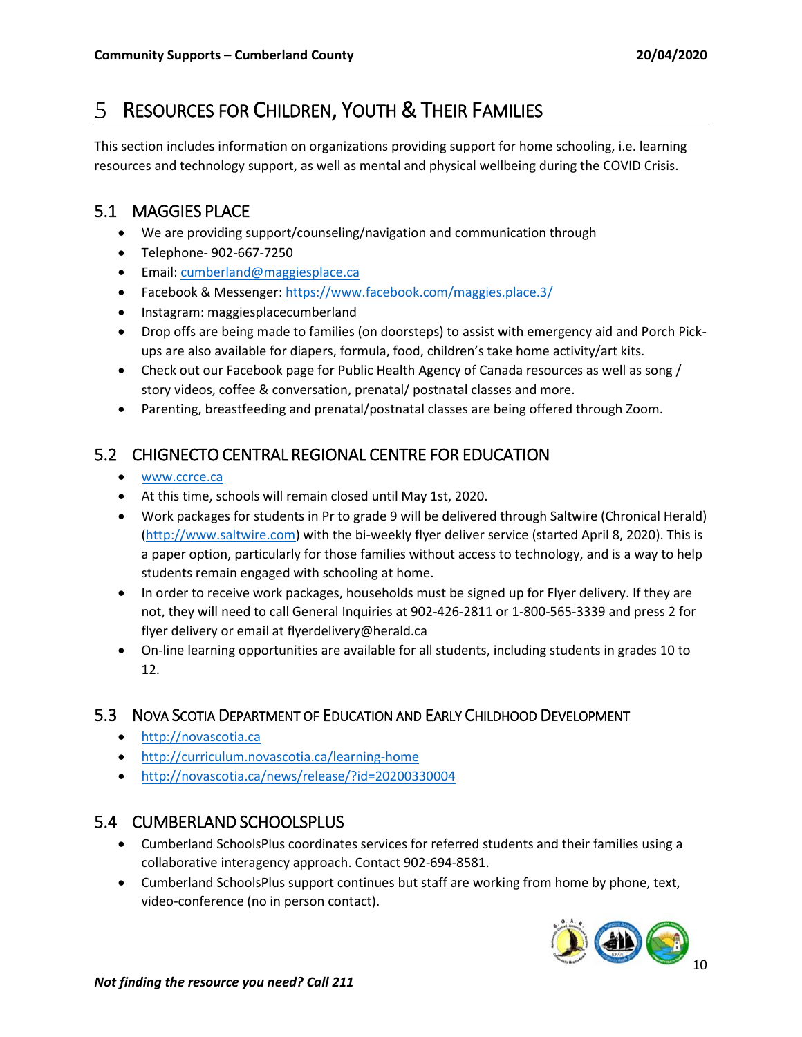# 5 RESOURCES FOR CHILDREN, YOUTH & THEIR FAMILIES

This section includes information on organizations providing support for home schooling, i.e. learning resources and technology support, as well as mental and physical wellbeing during the COVID Crisis.

## 5.1 MAGGIES PLACE

- We are providing support/counseling/navigation and communication through
- Telephone- 902-667-7250
- Email: cumberland@maggiesplace.ca
- Facebook & Messenger: https://www.facebook.com/maggies.place.3/
- Instagram: maggiesplacecumberland
- Drop offs are being made to families (on doorsteps) to assist with emergency aid and Porch Pick-ups are also available for diapers, formula, food, children's take home activity/art kits.
- Check out our Facebook page for Public Health Agency of Canada resources as well as song / story videos, coffee & conversation, prenatal/ postnatal classes and more.
- Parenting, breastfeeding and prenatal/postnatal classes are being offered through Zoom.

## 5.2 CHIGNECTO CENTRAL REGIONAL CENTRE FOR EDUCATION

- www.ccrce.ca
- At this time, schools will remain closed until May 1st, 2020.
- Work packages for students in Pr to grade 9 will be delivered through Saltwire (Chronical Herald) (http://www.saltwire.com) with the bi-weekly flyer deliver service (started April 8, 2020). This is a paper option, particularly for those families without access to technology, and is a way to help students remain engaged with schooling at home.
- In order to receive work packages, households must be signed up for Flyer delivery. If they are not, they will need to call General Inquiries at 902-426-2811 or 1-800-565-3339 and press 2 for flyer delivery or email at flyerdelivery@herald.ca
- On-line learning opportunities are available for all students, including students in grades 10 to 12.

## 5.3 NOVA SCOTIA DEPARTMENT OF EDUCATION AND EARLY CHILDHOOD DEVELOPMENT

- http://novascotia.ca
- http://curriculum.novascotia.ca/learning-home
- http://novascotia.ca/news/release/?id=20200330004

## 5.4 CUMBERLAND SCHOOLSPLUS

- Cumberland SchoolsPlus coordinates services for referred students and their families using a collaborative interagency approach. Contact 902-694-8581.
- Cumberland SchoolsPlus support continues but staff are working from home by phone, text, video-conference (no in person contact).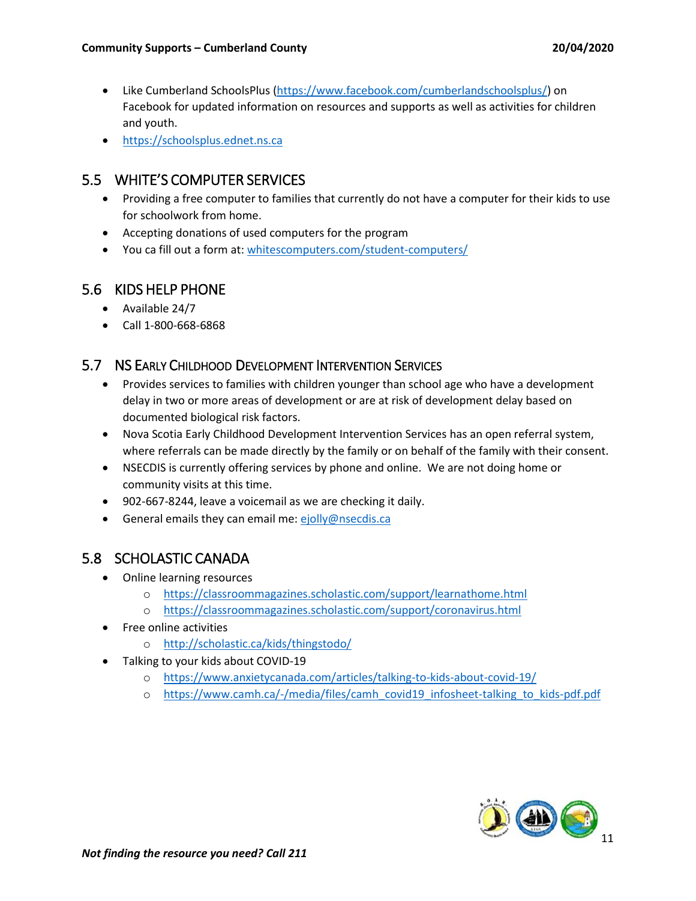- Like Cumberland SchoolsPlus (https://www.facebook.com/cumberlandschoolsplus/) on Facebook for updated information on resources and supports as well as activities for children and youth.
- https://schoolsplus.ednet.ns.ca

## 5.5 WHITE'S COMPUTER SERVICES

- Providing a free computer to families that currently do not have a computer for their kids to use for schoolwork from home.
- Accepting donations of used computers for the program
- You ca fill out a form at: whitescomputers.com/student-computers/

## 5.6 KIDS HELP PHONE

- Available 24/7
- Call 1-800-668-6868

## 5.7 NS EARLY CHILDHOOD DEVELOPMENT INTERVENTION SERVICES

- Provides services to families with children younger than school age who have a development delay in two or more areas of development or are at risk of development delay based on documented biological risk factors.
- Nova Scotia Early Childhood Development Intervention Services has an open referral system, where referrals can be made directly by the family or on behalf of the family with their consent.
- NSECDIS is currently offering services by phone and online. We are not doing home or community visits at this time.
- 902-667-8244, leave a voicemail as we are checking it daily.
- General emails they can email me: ejolly@nsecdis.ca

## 5.8 SCHOLASTIC CANADA

- Online learning resources
  - https://classroommagazines.scholastic.com/support/learnathome.html
  - https://classroommagazines.scholastic.com/support/coronavirus.html
- Free online activities
  - http://scholastic.ca/kids/thingstodo/
- Talking to your kids about COVID-19
  - https://www.anxietycanada.com/articles/talking-to-kids-about-covid-19/
  - https://www.camh.ca/-/media/files/camh_covid19_infosheet-talking_to_kids-pdf.pdf

*Not finding the resource you need? Call 211*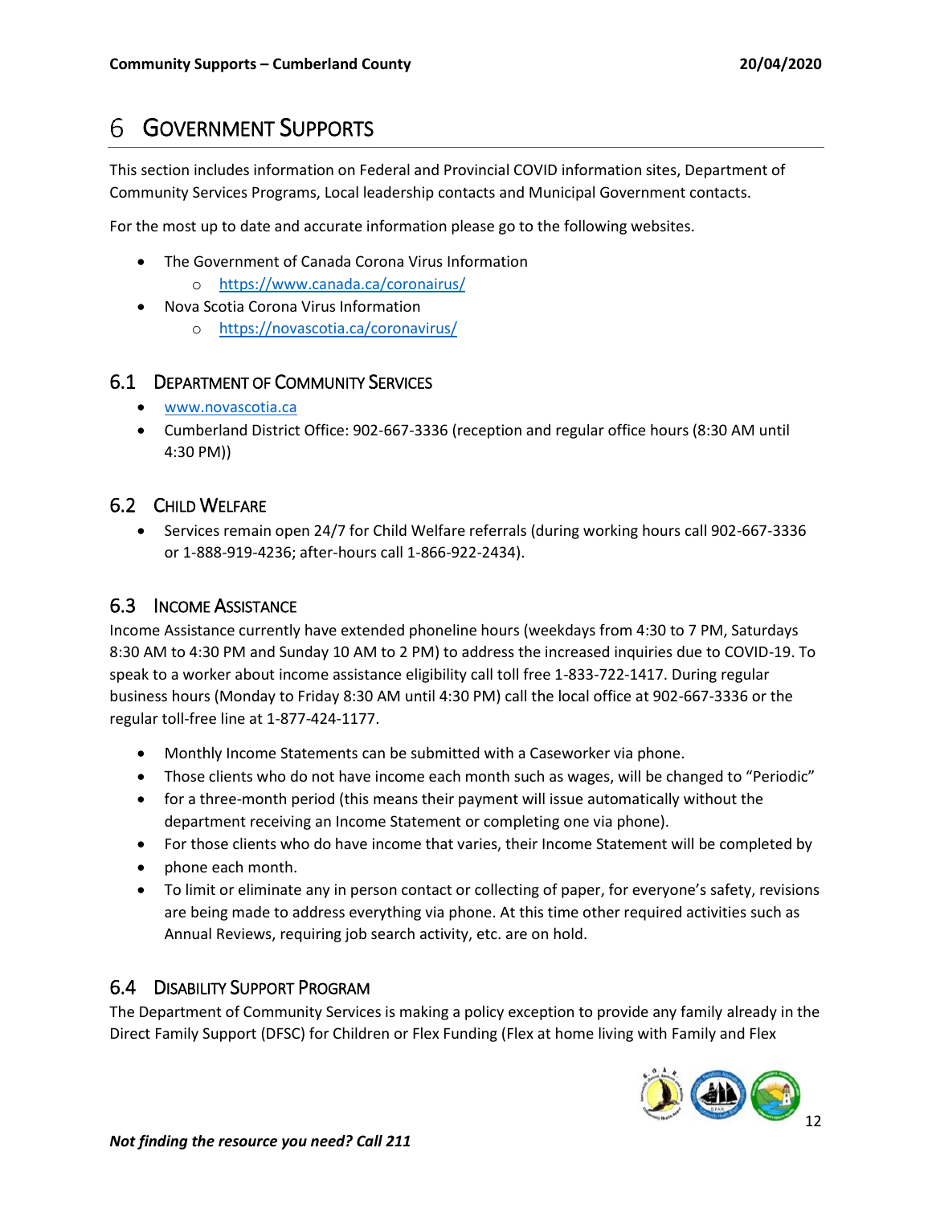# 6 Government Supports

This section includes information on Federal and Provincial COVID information sites, Department of Community Services Programs, Local leadership contacts and Municipal Government contacts.

For the most up to date and accurate information please go to the following websites.

- The Government of Canada Corona Virus Information
  - https://www.canada.ca/coronairus/
- Nova Scotia Corona Virus Information
  - https://novascotia.ca/coronavirus/

## 6.1 Department of Community Services

- www.novascotia.ca
- Cumberland District Office: 902-667-3336 (reception and regular office hours (8:30 AM until 4:30 PM))

## 6.2 Child Welfare

- Services remain open 24/7 for Child Welfare referrals (during working hours call 902-667-3336 or 1-888-919-4236; after-hours call 1-866-922-2434).

## 6.3 Income Assistance

Income Assistance currently have extended phoneline hours (weekdays from 4:30 to 7 PM, Saturdays 8:30 AM to 4:30 PM and Sunday 10 AM to 2 PM) to address the increased inquiries due to COVID-19. To speak to a worker about income assistance eligibility call toll free 1-833-722-1417. During regular business hours (Monday to Friday 8:30 AM until 4:30 PM) call the local office at 902-667-3336 or the regular toll-free line at 1-877-424-1177.

- Monthly Income Statements can be submitted with a Caseworker via phone.
- Those clients who do not have income each month such as wages, will be changed to "Periodic"
- for a three-month period (this means their payment will issue automatically without the department receiving an Income Statement or completing one via phone).
- For those clients who do have income that varies, their Income Statement will be completed by
- phone each month.
- To limit or eliminate any in person contact or collecting of paper, for everyone's safety, revisions are being made to address everything via phone. At this time other required activities such as Annual Reviews, requiring job search activity, etc. are on hold.

## 6.4 Disability Support Program

The Department of Community Services is making a policy exception to provide any family already in the Direct Family Support (DFSC) for Children or Flex Funding (Flex at home living with Family and Flex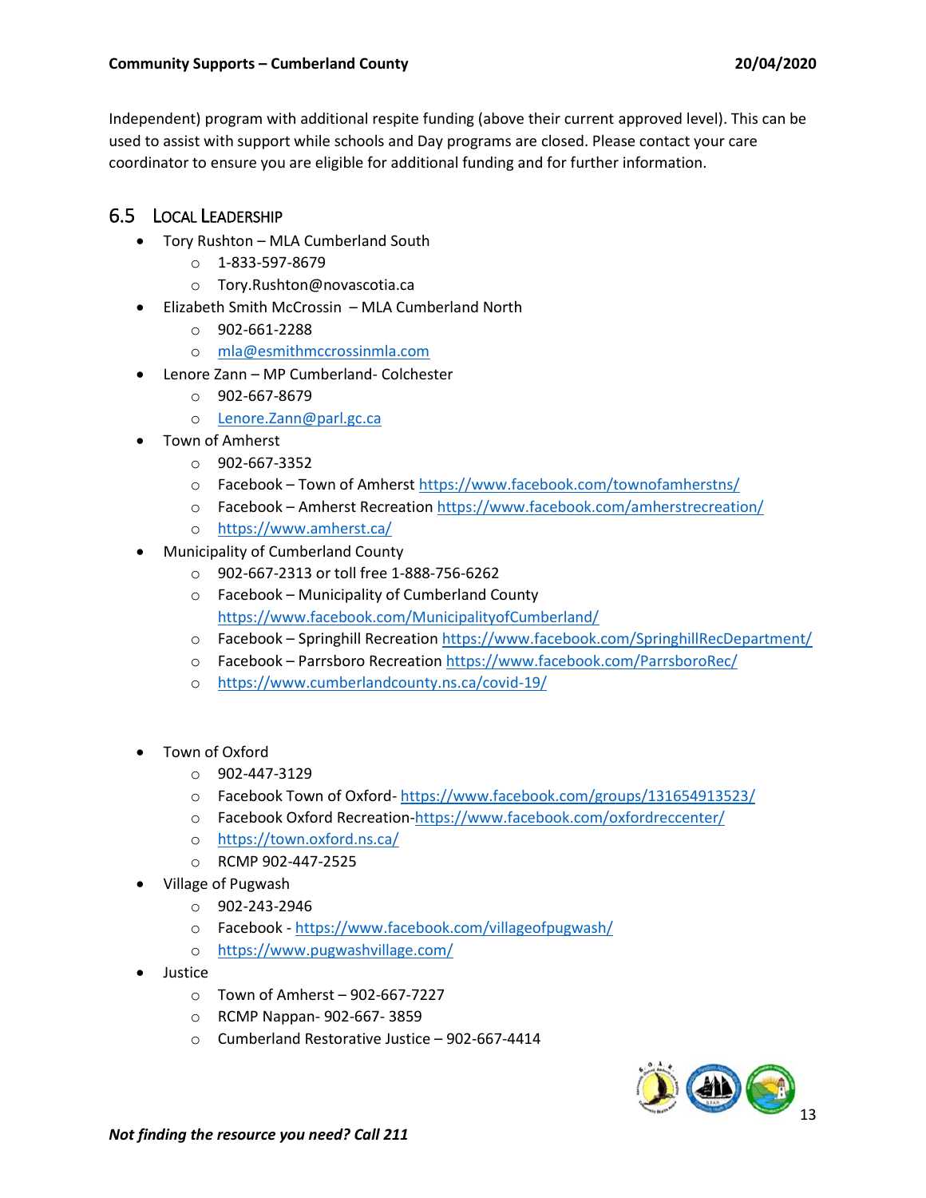Independent) program with additional respite funding (above their current approved level). This can be used to assist with support while schools and Day programs are closed. Please contact your care coordinator to ensure you are eligible for additional funding and for further information.

## 6.5 Local Leadership

- Tory Rushton – MLA Cumberland South
  - 1-833-597-8679
  - Tory.Rushton@novascotia.ca
- Elizabeth Smith McCrossin – MLA Cumberland North
  - 902-661-2288
  - mla@esmithmccrossinmla.com
- Lenore Zann – MP Cumberland- Colchester
  - 902-667-8679
  - Lenore.Zann@parl.gc.ca
- Town of Amherst
  - 902-667-3352
  - Facebook – Town of Amherst https://www.facebook.com/townofamherstns/
  - Facebook – Amherst Recreation https://www.facebook.com/amherstrecreation/
  - https://www.amherst.ca/
- Municipality of Cumberland County
  - 902-667-2313 or toll free 1-888-756-6262
  - Facebook – Municipality of Cumberland County https://www.facebook.com/MunicipalityofCumberland/
  - Facebook – Springhill Recreation https://www.facebook.com/SpringhillRecDepartment/
  - Facebook – Parrsboro Recreation https://www.facebook.com/ParrsboroRec/
  - https://www.cumberlandcounty.ns.ca/covid-19/
- Town of Oxford
  - 902-447-3129
  - Facebook Town of Oxford- https://www.facebook.com/groups/131654913523/
  - Facebook Oxford Recreation-https://www.facebook.com/oxfordreccenter/
  - https://town.oxford.ns.ca/
  - RCMP 902-447-2525
- Village of Pugwash
  - 902-243-2946
  - Facebook - https://www.facebook.com/villageofpugwash/
  - https://www.pugwashvillage.com/
- Justice
  - Town of Amherst – 902-667-7227
  - RCMP Nappan- 902-667- 3859
  - Cumberland Restorative Justice – 902-667-4414

***Not finding the resource you need? Call 211***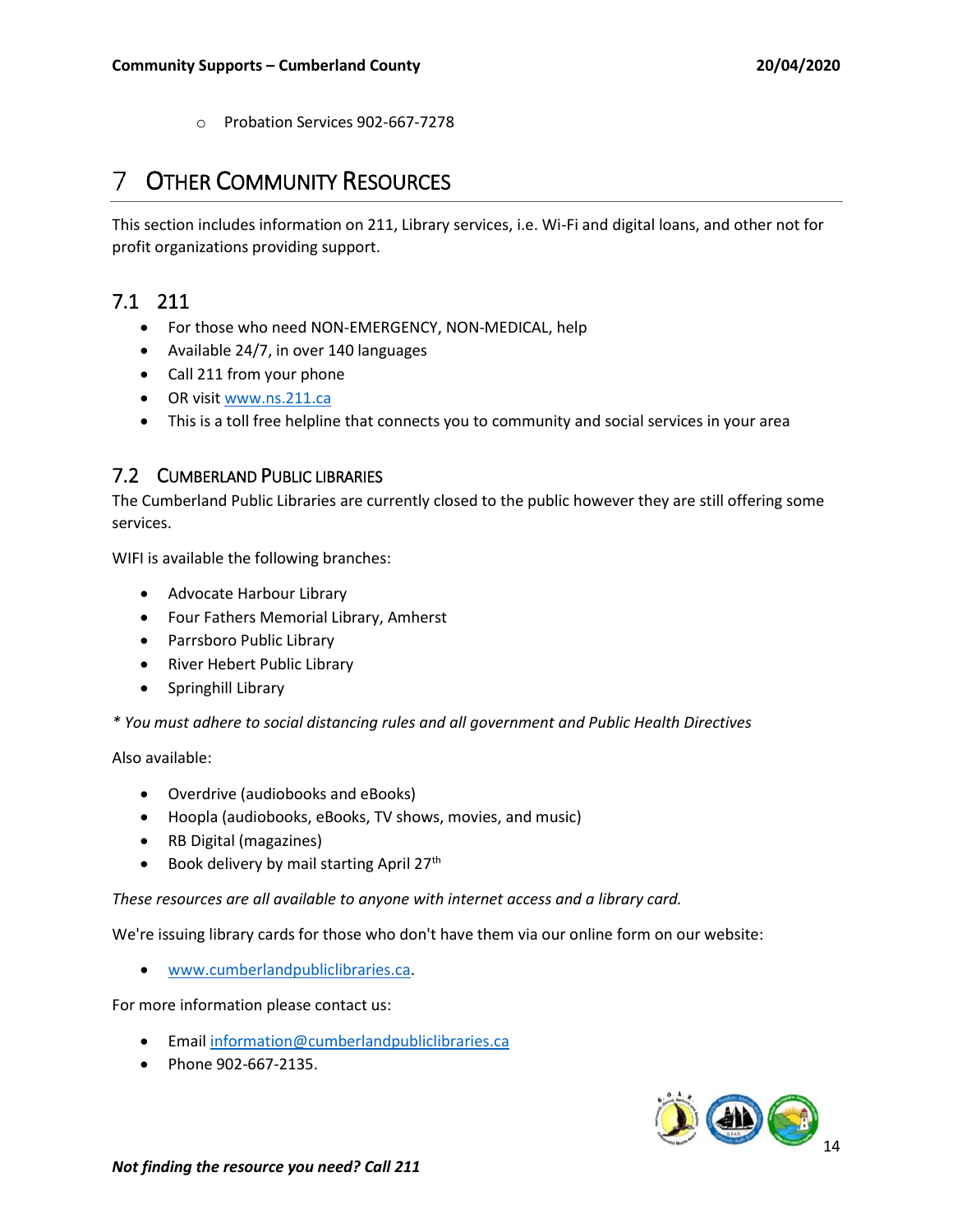- Probation Services 902-667-7278

# 7 Other Community Resources

This section includes information on 211, Library services, i.e. Wi-Fi and digital loans, and other not for profit organizations providing support.

## 7.1 211

- For those who need NON-EMERGENCY, NON-MEDICAL, help
- Available 24/7, in over 140 languages
- Call 211 from your phone
- OR visit www.ns.211.ca
- This is a toll free helpline that connects you to community and social services in your area

## 7.2 Cumberland Public Libraries

The Cumberland Public Libraries are currently closed to the public however they are still offering some services.

WIFI is available the following branches:

- Advocate Harbour Library
- Four Fathers Memorial Library, Amherst
- Parrsboro Public Library
- River Hebert Public Library
- Springhill Library

*\* You must adhere to social distancing rules and all government and Public Health Directives*

Also available:

- Overdrive (audiobooks and eBooks)
- Hoopla (audiobooks, eBooks, TV shows, movies, and music)
- RB Digital (magazines)
- Book delivery by mail starting April 27th

*These resources are all available to anyone with internet access and a library card.*

We're issuing library cards for those who don't have them via our online form on our website:

- www.cumberlandpubliclibraries.ca.

For more information please contact us:

- Email information@cumberlandpubliclibraries.ca
- Phone 902-667-2135.

***Not finding the resource you need? Call 211***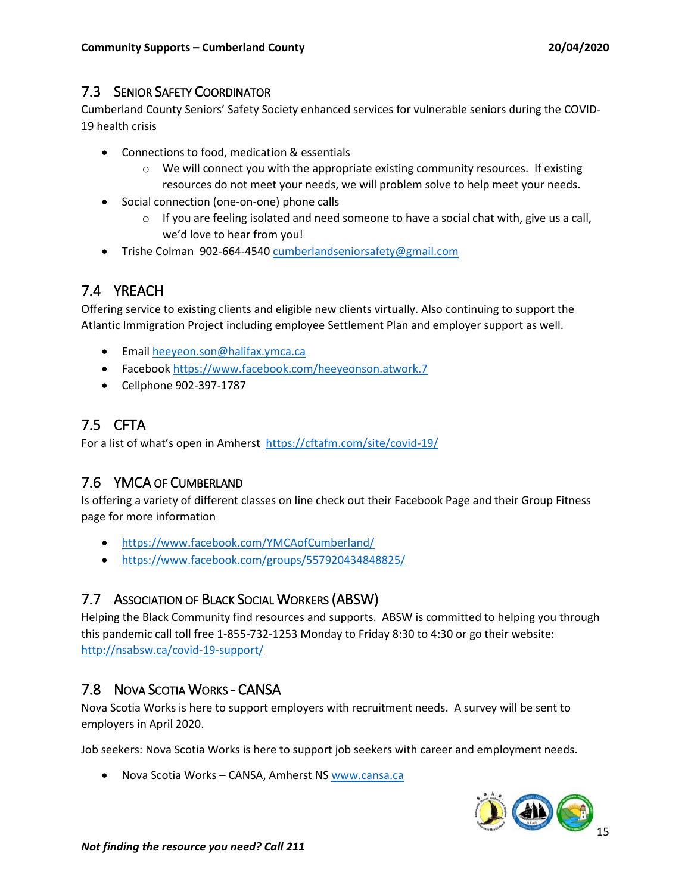## 7.3 Senior Safety Coordinator

Cumberland County Seniors' Safety Society enhanced services for vulnerable seniors during the COVID-19 health crisis

- Connections to food, medication & essentials
  - We will connect you with the appropriate existing community resources. If existing resources do not meet your needs, we will problem solve to help meet your needs.
- Social connection (one-on-one) phone calls
  - If you are feeling isolated and need someone to have a social chat with, give us a call, we'd love to hear from you!
- Trishe Colman 902-664-4540 cumberlandseniorsafety@gmail.com

## 7.4 YREACH

Offering service to existing clients and eligible new clients virtually. Also continuing to support the Atlantic Immigration Project including employee Settlement Plan and employer support as well.

- Email heeyeon.son@halifax.ymca.ca
- Facebook https://www.facebook.com/heeyeonson.atwork.7
- Cellphone 902-397-1787

## 7.5 CFTA

For a list of what's open in Amherst https://cftafm.com/site/covid-19/

## 7.6 YMCA of Cumberland

Is offering a variety of different classes on line check out their Facebook Page and their Group Fitness page for more information

- https://www.facebook.com/YMCAofCumberland/
- https://www.facebook.com/groups/557920434848825/

## 7.7 Association of Black Social Workers (ABSW)

Helping the Black Community find resources and supports. ABSW is committed to helping you through this pandemic call toll free 1-855-732-1253 Monday to Friday 8:30 to 4:30 or go their website: http://nsabsw.ca/covid-19-support/

## 7.8 Nova Scotia Works - CANSA

Nova Scotia Works is here to support employers with recruitment needs. A survey will be sent to employers in April 2020.

Job seekers: Nova Scotia Works is here to support job seekers with career and employment needs.

- Nova Scotia Works – CANSA, Amherst NS www.cansa.ca

***Not finding the resource you need? Call 211***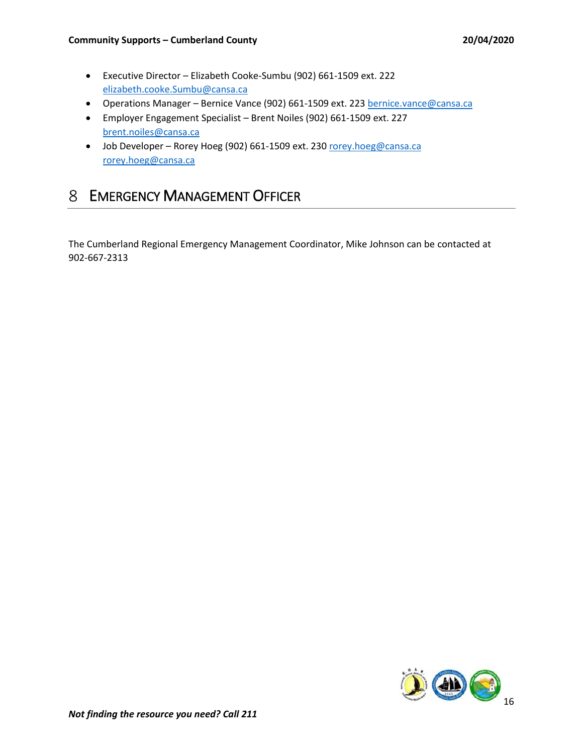- Executive Director – Elizabeth Cooke-Sumbu (902) 661-1509 ext. 222 elizabeth.cooke.Sumbu@cansa.ca
- Operations Manager – Bernice Vance (902) 661-1509 ext. 223 bernice.vance@cansa.ca
- Employer Engagement Specialist – Brent Noiles (902) 661-1509 ext. 227 brent.noiles@cansa.ca
- Job Developer – Rorey Hoeg (902) 661-1509 ext. 230 rorey.hoeg@cansa.ca rorey.hoeg@cansa.ca

# 8 Emergency Management Officer

The Cumberland Regional Emergency Management Coordinator, Mike Johnson can be contacted at 902-667-2313